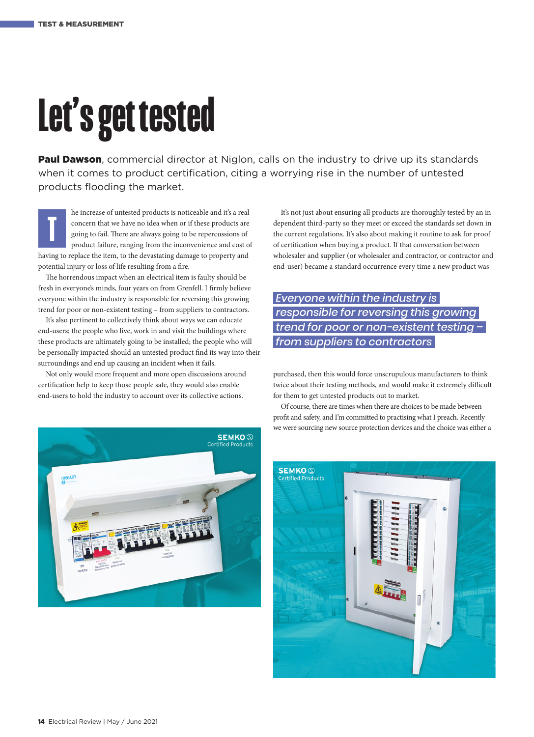# Let's get tested

**Paul Dawson**, commercial director at Niglon, calls on the industry to drive up its standards when it comes to product certification, citing a worrying rise in the number of untested products flooding the market.

The increase of untested products is noticeable and it's a real concern that we have no idea when or if these products are going to fail. There are always going to be repercussions of product failure, ranging from the inconvenience and cost of having to replace the item, to the devastating damage to property and potential injury or loss of life resulting from a fire.

The horrendous impact when an electrical item is faulty should be fresh in everyone's minds, four years on from Grenfell. I firmly believe everyone within the industry is responsible for reversing this growing trend for poor or non-existent testing – from suppliers to contractors.

It's also pertinent to collectively think about ways we can educate end-users; the people who live, work in and visit the buildings where these products are ultimately going to be installed; the people who will be personally impacted should an untested product find its way into their surroundings and end up causing an incident when it fails.

Not only would more frequent and more open discussions around certification help to keep those people safe, they would also enable end-users to hold the industry to account over its collective actions.

It's not just about ensuring all products are thoroughly tested by an independent third-party so they meet or exceed the standards set down in the current regulations. It's also about making it routine to ask for proof of certification when buying a product. If that conversation between wholesaler and supplier (or wholesaler and contractor, or contractor and end-user) became a standard occurrence every time a new product was purchased, then this would force unscrupulous manufacturers to think twice about their testing methods, and would make it extremely difficult for them to get untested products out to market.

> *Everyone within the industry is responsible for reversing this growing trend for poor or non-existent testing – from suppliers to contractors*

Of course, there are times when there are choices to be made between profit and safety, and I'm committed to practising what I preach. Recently we were sourcing new source protection devices and the choice was either a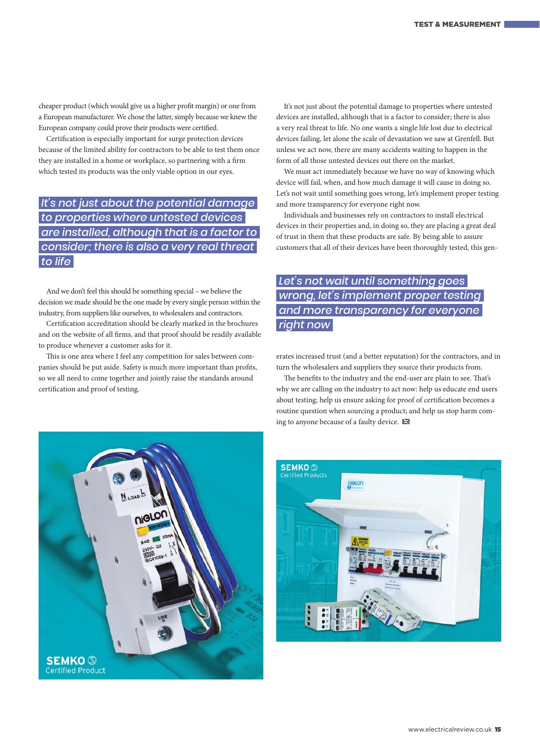cheaper product (which would give us a higher profit margin) or one from a European manufacturer. We chose the latter, simply because we knew the European company could prove their products were certified.

Certification is especially important for surge protection devices because of the limited ability for contractors to be able to test them once they are installed in a home or workplace, so partnering with a firm which tested its products was the only viable option in our eyes.

> *It's not just about the potential damage to properties where untested devices are installed, although that is a factor to consider; there is also a very real threat to life*

And we don't feel this should be something special – we believe the decision we made should be the one made by every single person within the industry, from suppliers like ourselves, to wholesalers and contractors.

Certification accreditation should be clearly marked in the brochures and on the website of all firms, and that proof should be readily available to produce whenever a customer asks for it.

This is one area where I feel any competition for sales between companies should be put aside. Safety is much more important than profits, so we all need to come together and jointly raise the standards around certification and proof of testing.

It's not just about the potential damage to properties where untested devices are installed, although that is a factor to consider; there is also a very real threat to life. No one wants a single life lost due to electrical devices failing, let alone the scale of devastation we saw at Grenfell. But unless we act now, there are many accidents waiting to happen in the form of all those untested devices out there on the market.

We must act immediately because we have no way of knowing which device will fail, when, and how much damage it will cause in doing so. Let's not wait until something goes wrong, let's implement proper testing and more transparency for everyone right now.

Individuals and businesses rely on contractors to install electrical devices in their properties and, in doing so, they are placing a great deal of trust in them that these products are safe. By being able to assure customers that all of their devices have been thoroughly tested, this generates increased trust (and a better reputation) for the contractors, and in turn the wholesalers and suppliers they source their products from.

> *Let's not wait until something goes wrong, let's implement proper testing and more transparency for everyone right now*

The benefits to the industry and the end-user are plain to see. That's why we are calling on the industry to act now: help us educate end users about testing; help us ensure asking for proof of certification becomes a routine question when sourcing a product; and help us stop harm coming to anyone because of a faulty device.

SEMKO Certified Product

SEMKO Certified Products